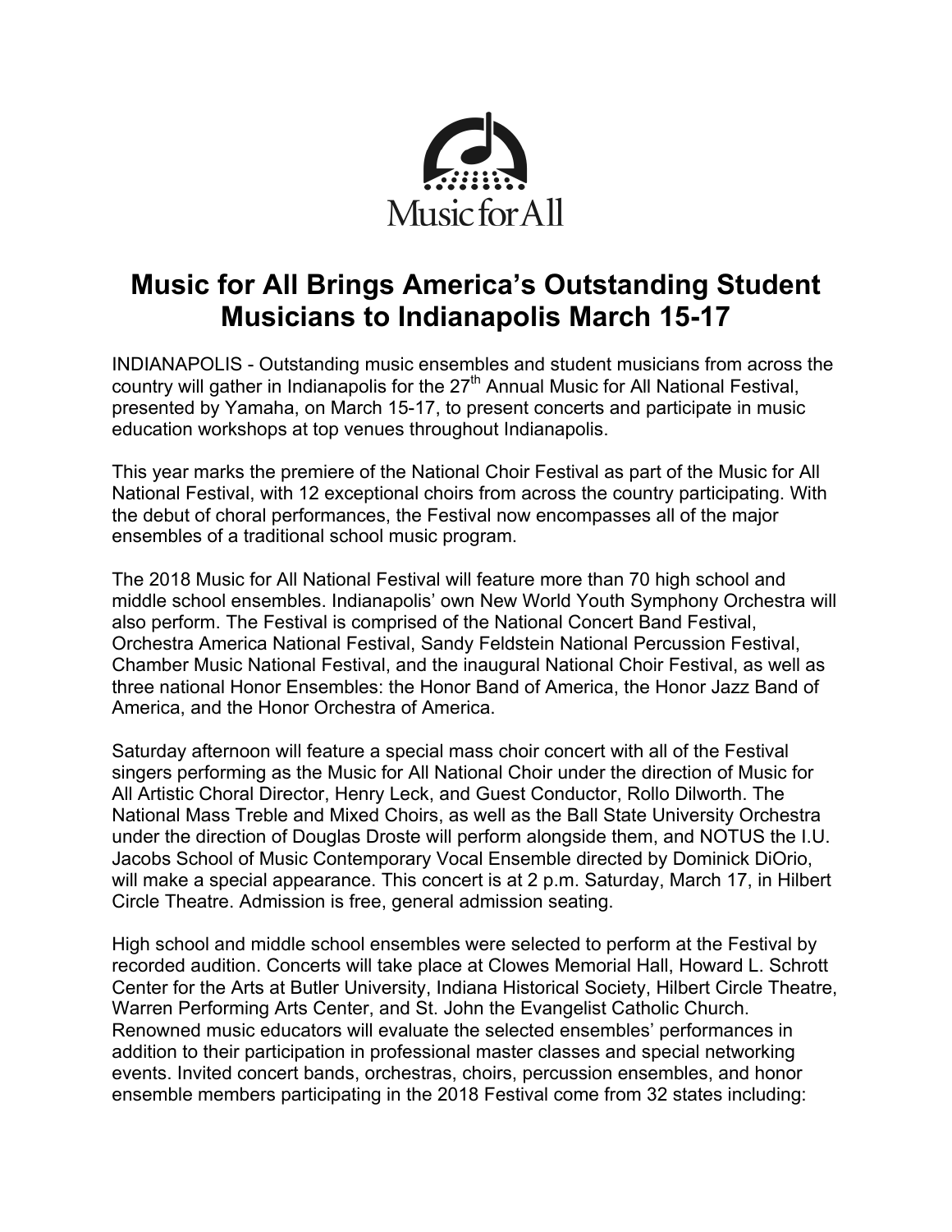Music for All

# Music for All Brings America's Outstanding Student Musicians to Indianapolis March 15-17

INDIANAPOLIS - Outstanding music ensembles and student musicians from across the country will gather in Indianapolis for the 27th Annual Music for All National Festival, presented by Yamaha, on March 15-17, to present concerts and participate in music education workshops at top venues throughout Indianapolis.

This year marks the premiere of the National Choir Festival as part of the Music for All National Festival, with 12 exceptional choirs from across the country participating. With the debut of choral performances, the Festival now encompasses all of the major ensembles of a traditional school music program.

The 2018 Music for All National Festival will feature more than 70 high school and middle school ensembles. Indianapolis' own New World Youth Symphony Orchestra will also perform. The Festival is comprised of the National Concert Band Festival, Orchestra America National Festival, Sandy Feldstein National Percussion Festival, Chamber Music National Festival, and the inaugural National Choir Festival, as well as three national Honor Ensembles: the Honor Band of America, the Honor Jazz Band of America, and the Honor Orchestra of America.

Saturday afternoon will feature a special mass choir concert with all of the Festival singers performing as the Music for All National Choir under the direction of Music for All Artistic Choral Director, Henry Leck, and Guest Conductor, Rollo Dilworth. The National Mass Treble and Mixed Choirs, as well as the Ball State University Orchestra under the direction of Douglas Droste will perform alongside them, and NOTUS the I.U. Jacobs School of Music Contemporary Vocal Ensemble directed by Dominick DiOrio, will make a special appearance. This concert is at 2 p.m. Saturday, March 17, in Hilbert Circle Theatre. Admission is free, general admission seating.

High school and middle school ensembles were selected to perform at the Festival by recorded audition. Concerts will take place at Clowes Memorial Hall, Howard L. Schrott Center for the Arts at Butler University, Indiana Historical Society, Hilbert Circle Theatre, Warren Performing Arts Center, and St. John the Evangelist Catholic Church. Renowned music educators will evaluate the selected ensembles' performances in addition to their participation in professional master classes and special networking events. Invited concert bands, orchestras, choirs, percussion ensembles, and honor ensemble members participating in the 2018 Festival come from 32 states including: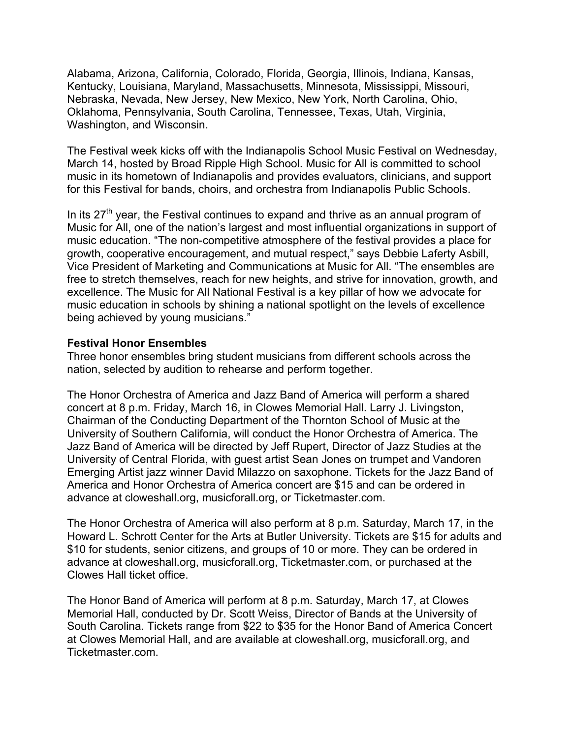Alabama, Arizona, California, Colorado, Florida, Georgia, Illinois, Indiana, Kansas, Kentucky, Louisiana, Maryland, Massachusetts, Minnesota, Mississippi, Missouri, Nebraska, Nevada, New Jersey, New Mexico, New York, North Carolina, Ohio, Oklahoma, Pennsylvania, South Carolina, Tennessee, Texas, Utah, Virginia, Washington, and Wisconsin.

The Festival week kicks off with the Indianapolis School Music Festival on Wednesday, March 14, hosted by Broad Ripple High School. Music for All is committed to school music in its hometown of Indianapolis and provides evaluators, clinicians, and support for this Festival for bands, choirs, and orchestra from Indianapolis Public Schools.

In its 27th year, the Festival continues to expand and thrive as an annual program of Music for All, one of the nation's largest and most influential organizations in support of music education. "The non-competitive atmosphere of the festival provides a place for growth, cooperative encouragement, and mutual respect," says Debbie Laferty Asbill, Vice President of Marketing and Communications at Music for All. "The ensembles are free to stretch themselves, reach for new heights, and strive for innovation, growth, and excellence. The Music for All National Festival is a key pillar of how we advocate for music education in schools by shining a national spotlight on the levels of excellence being achieved by young musicians."

**Festival Honor Ensembles**

Three honor ensembles bring student musicians from different schools across the nation, selected by audition to rehearse and perform together.

The Honor Orchestra of America and Jazz Band of America will perform a shared concert at 8 p.m. Friday, March 16, in Clowes Memorial Hall. Larry J. Livingston, Chairman of the Conducting Department of the Thornton School of Music at the University of Southern California, will conduct the Honor Orchestra of America. The Jazz Band of America will be directed by Jeff Rupert, Director of Jazz Studies at the University of Central Florida, with guest artist Sean Jones on trumpet and Vandoren Emerging Artist jazz winner David Milazzo on saxophone. Tickets for the Jazz Band of America and Honor Orchestra of America concert are $15 and can be ordered in advance at cloweshall.org, musicforall.org, or Ticketmaster.com.

The Honor Orchestra of America will also perform at 8 p.m. Saturday, March 17, in the Howard L. Schrott Center for the Arts at Butler University. Tickets are $15 for adults and $10 for students, senior citizens, and groups of 10 or more. They can be ordered in advance at cloweshall.org, musicforall.org, Ticketmaster.com, or purchased at the Clowes Hall ticket office.

The Honor Band of America will perform at 8 p.m. Saturday, March 17, at Clowes Memorial Hall, conducted by Dr. Scott Weiss, Director of Bands at the University of South Carolina. Tickets range from $22 to $35 for the Honor Band of America Concert at Clowes Memorial Hall, and are available at cloweshall.org, musicforall.org, and Ticketmaster.com.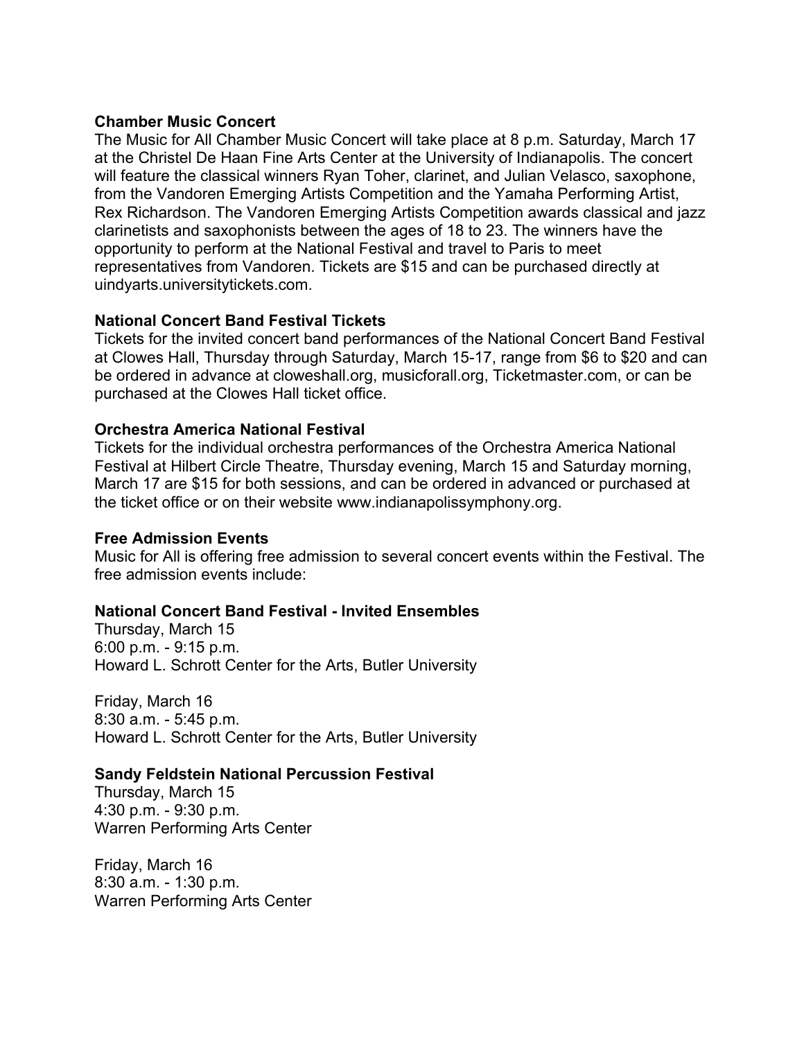**Chamber Music Concert**

The Music for All Chamber Music Concert will take place at 8 p.m. Saturday, March 17 at the Christel De Haan Fine Arts Center at the University of Indianapolis. The concert will feature the classical winners Ryan Toher, clarinet, and Julian Velasco, saxophone, from the Vandoren Emerging Artists Competition and the Yamaha Performing Artist, Rex Richardson. The Vandoren Emerging Artists Competition awards classical and jazz clarinetists and saxophonists between the ages of 18 to 23. The winners have the opportunity to perform at the National Festival and travel to Paris to meet representatives from Vandoren. Tickets are $15 and can be purchased directly at uindyarts.universitytickets.com.

**National Concert Band Festival Tickets**

Tickets for the invited concert band performances of the National Concert Band Festival at Clowes Hall, Thursday through Saturday, March 15-17, range from $6 to $20 and can be ordered in advance at cloweshall.org, musicforall.org, Ticketmaster.com, or can be purchased at the Clowes Hall ticket office.

**Orchestra America National Festival**

Tickets for the individual orchestra performances of the Orchestra America National Festival at Hilbert Circle Theatre, Thursday evening, March 15 and Saturday morning, March 17 are $15 for both sessions, and can be ordered in advanced or purchased at the ticket office or on their website www.indianapolissymphony.org.

**Free Admission Events**

Music for All is offering free admission to several concert events within the Festival. The free admission events include:

**National Concert Band Festival - Invited Ensembles**

Thursday, March 15
6:00 p.m. - 9:15 p.m.
Howard L. Schrott Center for the Arts, Butler University

Friday, March 16
8:30 a.m. - 5:45 p.m.
Howard L. Schrott Center for the Arts, Butler University

**Sandy Feldstein National Percussion Festival**

Thursday, March 15
4:30 p.m. - 9:30 p.m.
Warren Performing Arts Center

Friday, March 16
8:30 a.m. - 1:30 p.m.
Warren Performing Arts Center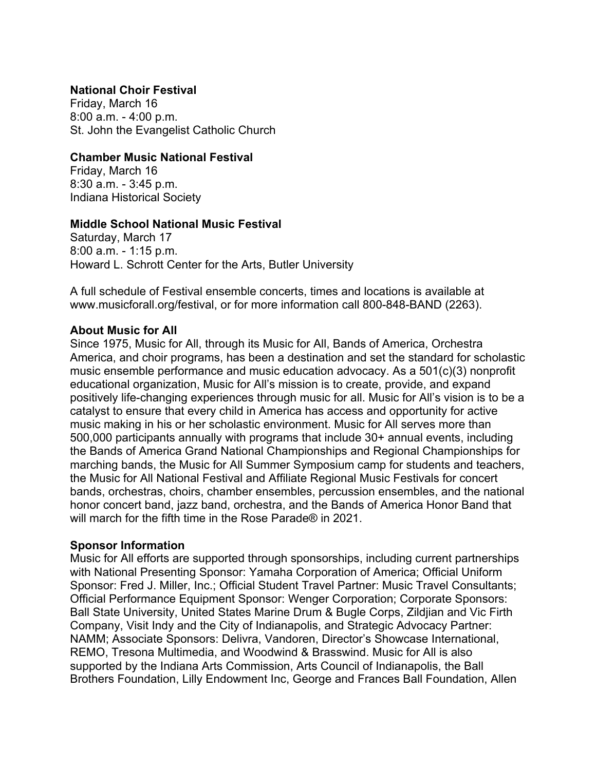**National Choir Festival**
Friday, March 16
8:00 a.m. - 4:00 p.m.
St. John the Evangelist Catholic Church

**Chamber Music National Festival**
Friday, March 16
8:30 a.m. - 3:45 p.m.
Indiana Historical Society

**Middle School National Music Festival**
Saturday, March 17
8:00 a.m. - 1:15 p.m.
Howard L. Schrott Center for the Arts, Butler University

A full schedule of Festival ensemble concerts, times and locations is available at www.musicforall.org/festival, or for more information call 800-848-BAND (2263).

**About Music for All**
Since 1975, Music for All, through its Music for All, Bands of America, Orchestra America, and choir programs, has been a destination and set the standard for scholastic music ensemble performance and music education advocacy. As a 501(c)(3) nonprofit educational organization, Music for All's mission is to create, provide, and expand positively life-changing experiences through music for all. Music for All's vision is to be a catalyst to ensure that every child in America has access and opportunity for active music making in his or her scholastic environment. Music for All serves more than 500,000 participants annually with programs that include 30+ annual events, including the Bands of America Grand National Championships and Regional Championships for marching bands, the Music for All Summer Symposium camp for students and teachers, the Music for All National Festival and Affiliate Regional Music Festivals for concert bands, orchestras, choirs, chamber ensembles, percussion ensembles, and the national honor concert band, jazz band, orchestra, and the Bands of America Honor Band that will march for the fifth time in the Rose Parade® in 2021.

**Sponsor Information**
Music for All efforts are supported through sponsorships, including current partnerships with National Presenting Sponsor: Yamaha Corporation of America; Official Uniform Sponsor: Fred J. Miller, Inc.; Official Student Travel Partner: Music Travel Consultants; Official Performance Equipment Sponsor: Wenger Corporation; Corporate Sponsors: Ball State University, United States Marine Drum & Bugle Corps, Zildjian and Vic Firth Company, Visit Indy and the City of Indianapolis, and Strategic Advocacy Partner: NAMM; Associate Sponsors: Delivra, Vandoren, Director's Showcase International, REMO, Tresona Multimedia, and Woodwind & Brasswind. Music for All is also supported by the Indiana Arts Commission, Arts Council of Indianapolis, the Ball Brothers Foundation, Lilly Endowment Inc, George and Frances Ball Foundation, Allen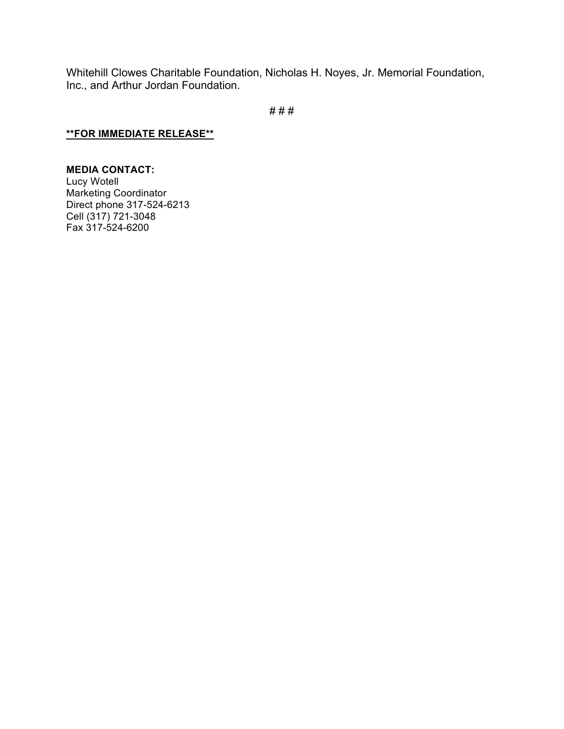Whitehill Clowes Charitable Foundation, Nicholas H. Noyes, Jr. Memorial Foundation, Inc., and Arthur Jordan Foundation.

# # #

**<u>**FOR IMMEDIATE RELEASE**</u>**

**MEDIA CONTACT:**
Lucy Wotell
Marketing Coordinator
Direct phone 317-524-6213
Cell (317) 721-3048
Fax 317-524-6200